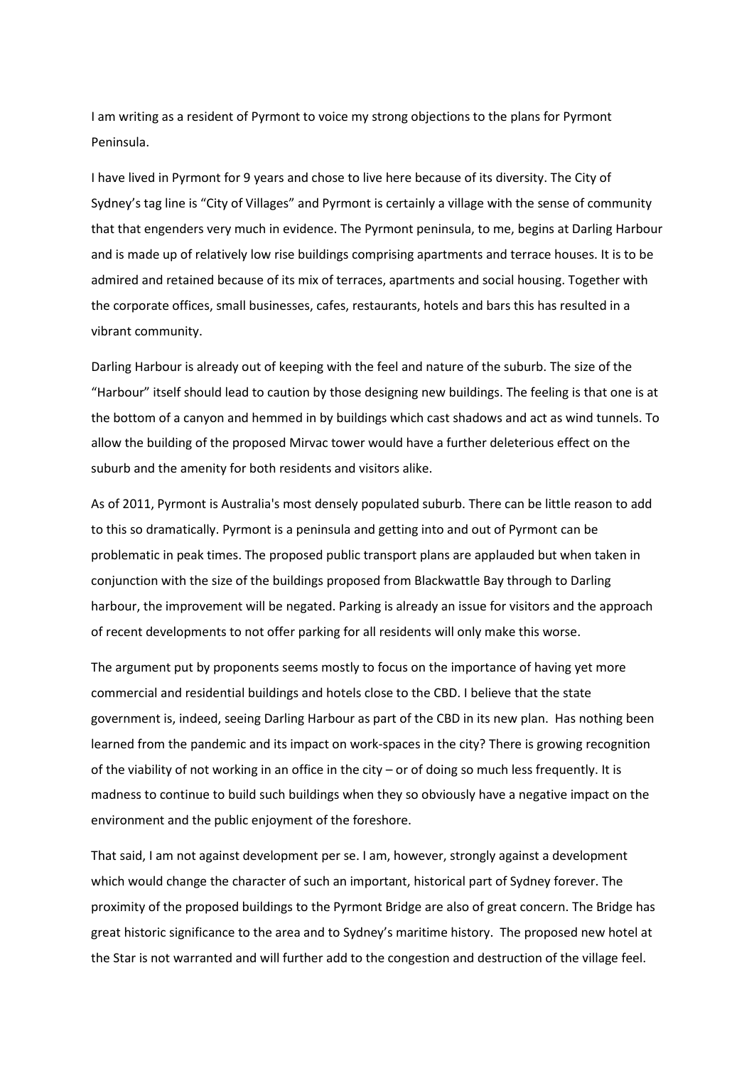I am writing as a resident of Pyrmont to voice my strong objections to the plans for Pyrmont Peninsula.

I have lived in Pyrmont for 9 years and chose to live here because of its diversity. The City of Sydney's tag line is "City of Villages" and Pyrmont is certainly a village with the sense of community that that engenders very much in evidence. The Pyrmont peninsula, to me, begins at Darling Harbour and is made up of relatively low rise buildings comprising apartments and terrace houses. It is to be admired and retained because of its mix of terraces, apartments and social housing. Together with the corporate offices, small businesses, cafes, restaurants, hotels and bars this has resulted in a vibrant community.

Darling Harbour is already out of keeping with the feel and nature of the suburb. The size of the "Harbour" itself should lead to caution by those designing new buildings. The feeling is that one is at the bottom of a canyon and hemmed in by buildings which cast shadows and act as wind tunnels. To allow the building of the proposed Mirvac tower would have a further deleterious effect on the suburb and the amenity for both residents and visitors alike.

As of 2011, Pyrmont is Australia's most densely populated suburb. There can be little reason to add to this so dramatically. Pyrmont is a peninsula and getting into and out of Pyrmont can be problematic in peak times. The proposed public transport plans are applauded but when taken in conjunction with the size of the buildings proposed from Blackwattle Bay through to Darling harbour, the improvement will be negated. Parking is already an issue for visitors and the approach of recent developments to not offer parking for all residents will only make this worse.

The argument put by proponents seems mostly to focus on the importance of having yet more commercial and residential buildings and hotels close to the CBD. I believe that the state government is, indeed, seeing Darling Harbour as part of the CBD in its new plan. Has nothing been learned from the pandemic and its impact on work-spaces in the city? There is growing recognition of the viability of not working in an office in the city – or of doing so much less frequently. It is madness to continue to build such buildings when they so obviously have a negative impact on the environment and the public enjoyment of the foreshore.

That said, I am not against development per se. I am, however, strongly against a development which would change the character of such an important, historical part of Sydney forever. The proximity of the proposed buildings to the Pyrmont Bridge are also of great concern. The Bridge has great historic significance to the area and to Sydney's maritime history. The proposed new hotel at the Star is not warranted and will further add to the congestion and destruction of the village feel.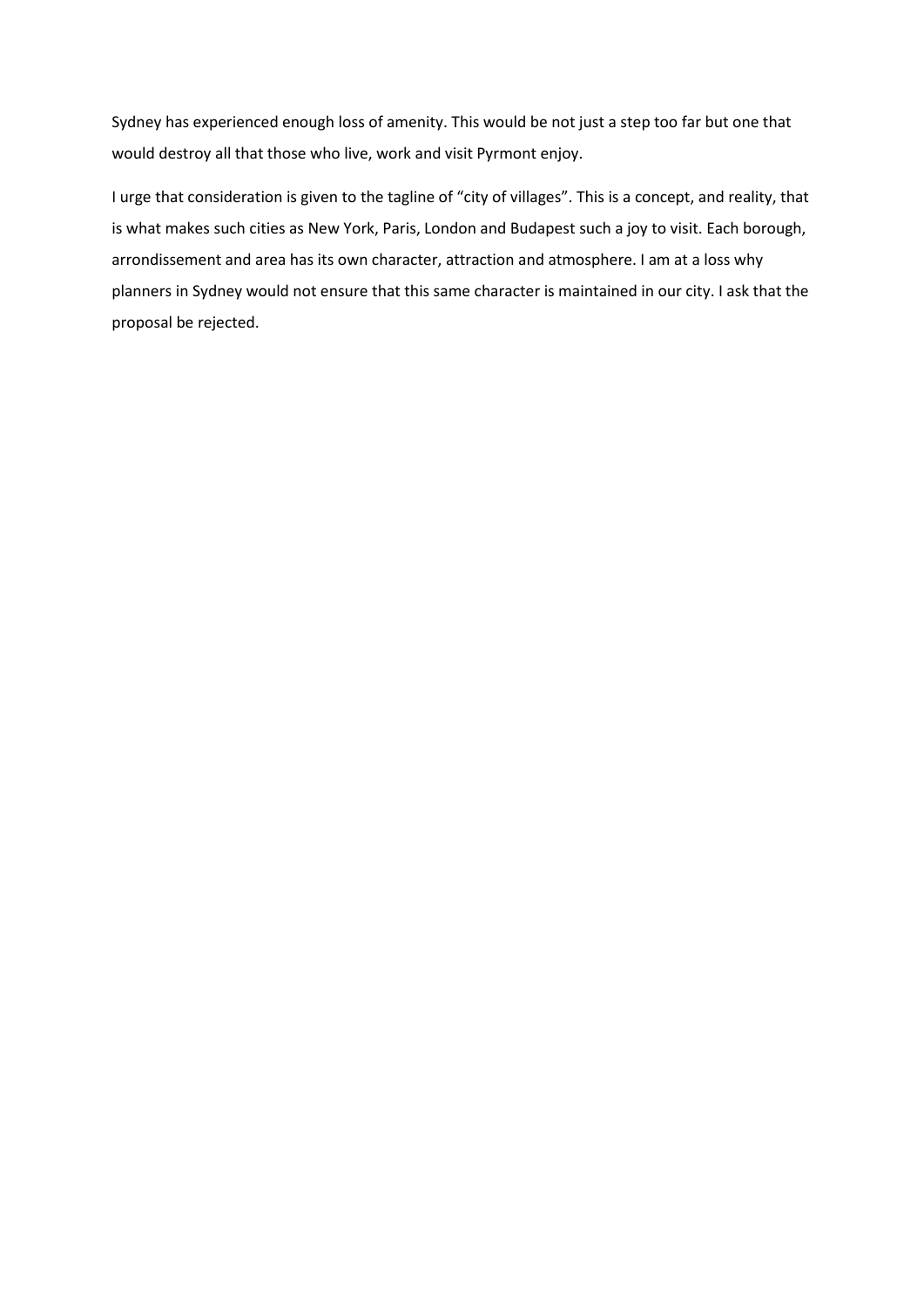Sydney has experienced enough loss of amenity. This would be not just a step too far but one that would destroy all that those who live, work and visit Pyrmont enjoy.

I urge that consideration is given to the tagline of “city of villages”. This is a concept, and reality, that is what makes such cities as New York, Paris, London and Budapest such a joy to visit. Each borough, arrondissement and area has its own character, attraction and atmosphere. I am at a loss why planners in Sydney would not ensure that this same character is maintained in our city. I ask that the proposal be rejected.